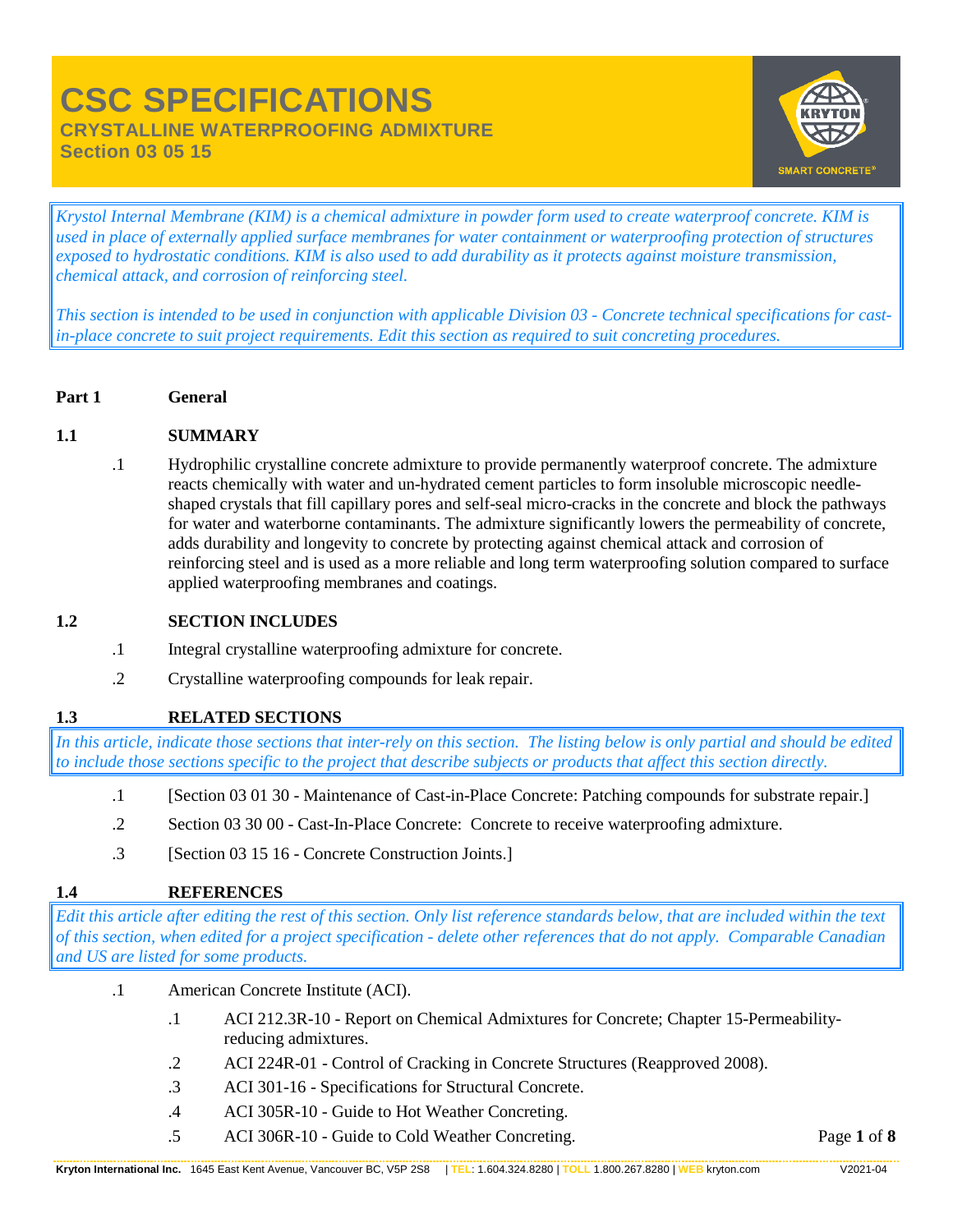# CSC SPECIFICATIONS

## CRYSTALLINE WATERPROOFING ADMIXTURE

## Section 03 05 15

*Krystol Internal Membrane (KIM) is a chemical admixture in powder form used to create waterproof concrete. KIM is used in place of externally applied surface membranes for water containment or waterproofing protection of structures exposed to hydrostatic conditions. KIM is also used to add durability as it protects against moisture transmission, chemical attack, and corrosion of reinforcing steel.*

*This section is intended to be used in conjunction with applicable Division 03 - Concrete technical specifications for cast-in-place concrete to suit project requirements. Edit this section as required to suit concreting procedures.*

**Part 1 General**

**1.1 SUMMARY**

.1 Hydrophilic crystalline concrete admixture to provide permanently waterproof concrete. The admixture reacts chemically with water and un-hydrated cement particles to form insoluble microscopic needle-shaped crystals that fill capillary pores and self-seal micro-cracks in the concrete and block the pathways for water and waterborne contaminants. The admixture significantly lowers the permeability of concrete, adds durability and longevity to concrete by protecting against chemical attack and corrosion of reinforcing steel and is used as a more reliable and long term waterproofing solution compared to surface applied waterproofing membranes and coatings.

**1.2 SECTION INCLUDES**

.1 Integral crystalline waterproofing admixture for concrete.

.2 Crystalline waterproofing compounds for leak repair.

**1.3 RELATED SECTIONS**

*In this article, indicate those sections that inter-rely on this section. The listing below is only partial and should be edited to include those sections specific to the project that describe subjects or products that affect this section directly.*

.1 [Section 03 01 30 - Maintenance of Cast-in-Place Concrete: Patching compounds for substrate repair.]

.2 Section 03 30 00 - Cast-In-Place Concrete: Concrete to receive waterproofing admixture.

.3 [Section 03 15 16 - Concrete Construction Joints.]

**1.4 REFERENCES**

*Edit this article after editing the rest of this section. Only list reference standards below, that are included within the text of this section, when edited for a project specification - delete other references that do not apply. Comparable Canadian and US are listed for some products.*

.1 American Concrete Institute (ACI).

- .1 ACI 212.3R-10 - Report on Chemical Admixtures for Concrete; Chapter 15-Permeability-reducing admixtures.
- .2 ACI 224R-01 - Control of Cracking in Concrete Structures (Reapproved 2008).
- .3 ACI 301-16 - Specifications for Structural Concrete.
- .4 ACI 305R-10 - Guide to Hot Weather Concreting.
- .5 ACI 306R-10 - Guide to Cold Weather Concreting.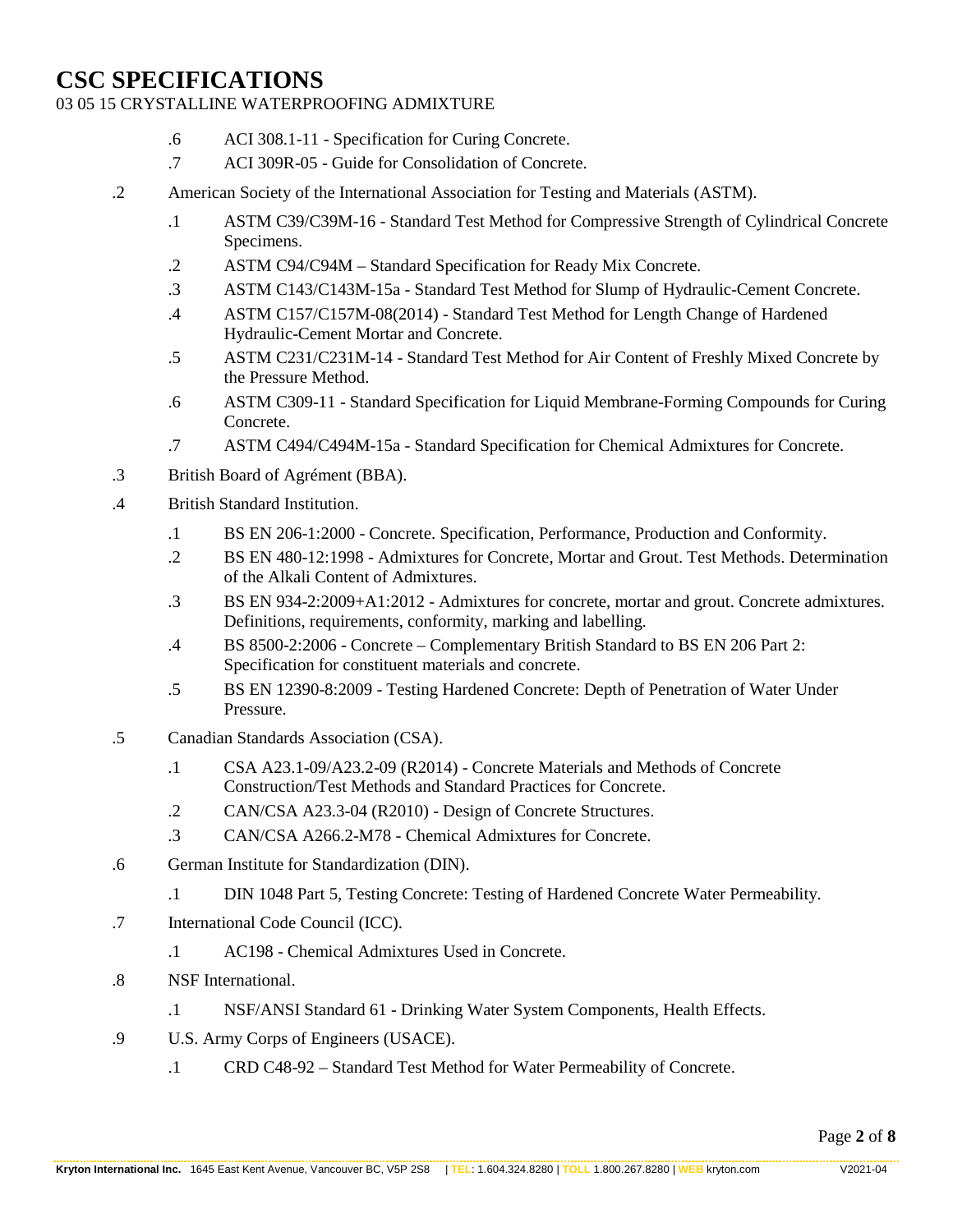.6 ACI 308.1-11 - Specification for Curing Concrete.

.7 ACI 309R-05 - Guide for Consolidation of Concrete.

.2 American Society of the International Association for Testing and Materials (ASTM).

  .1 ASTM C39/C39M-16 - Standard Test Method for Compressive Strength of Cylindrical Concrete Specimens.

  .2 ASTM C94/C94M – Standard Specification for Ready Mix Concrete.

  .3 ASTM C143/C143M-15a - Standard Test Method for Slump of Hydraulic-Cement Concrete.

  .4 ASTM C157/C157M-08(2014) - Standard Test Method for Length Change of Hardened Hydraulic-Cement Mortar and Concrete.

  .5 ASTM C231/C231M-14 - Standard Test Method for Air Content of Freshly Mixed Concrete by the Pressure Method.

  .6 ASTM C309-11 - Standard Specification for Liquid Membrane-Forming Compounds for Curing Concrete.

  .7 ASTM C494/C494M-15a - Standard Specification for Chemical Admixtures for Concrete.

.3 British Board of Agrément (BBA).

.4 British Standard Institution.

  .1 BS EN 206-1:2000 - Concrete. Specification, Performance, Production and Conformity.

  .2 BS EN 480-12:1998 - Admixtures for Concrete, Mortar and Grout. Test Methods. Determination of the Alkali Content of Admixtures.

  .3 BS EN 934-2:2009+A1:2012 - Admixtures for concrete, mortar and grout. Concrete admixtures. Definitions, requirements, conformity, marking and labelling.

  .4 BS 8500-2:2006 - Concrete – Complementary British Standard to BS EN 206 Part 2: Specification for constituent materials and concrete.

  .5 BS EN 12390-8:2009 - Testing Hardened Concrete: Depth of Penetration of Water Under Pressure.

.5 Canadian Standards Association (CSA).

  .1 CSA A23.1-09/A23.2-09 (R2014) - Concrete Materials and Methods of Concrete Construction/Test Methods and Standard Practices for Concrete.

  .2 CAN/CSA A23.3-04 (R2010) - Design of Concrete Structures.

  .3 CAN/CSA A266.2-M78 - Chemical Admixtures for Concrete.

.6 German Institute for Standardization (DIN).

  .1 DIN 1048 Part 5, Testing Concrete: Testing of Hardened Concrete Water Permeability.

.7 International Code Council (ICC).

  .1 AC198 - Chemical Admixtures Used in Concrete.

.8 NSF International.

  .1 NSF/ANSI Standard 61 - Drinking Water System Components, Health Effects.

.9 U.S. Army Corps of Engineers (USACE).

  .1 CRD C48-92 – Standard Test Method for Water Permeability of Concrete.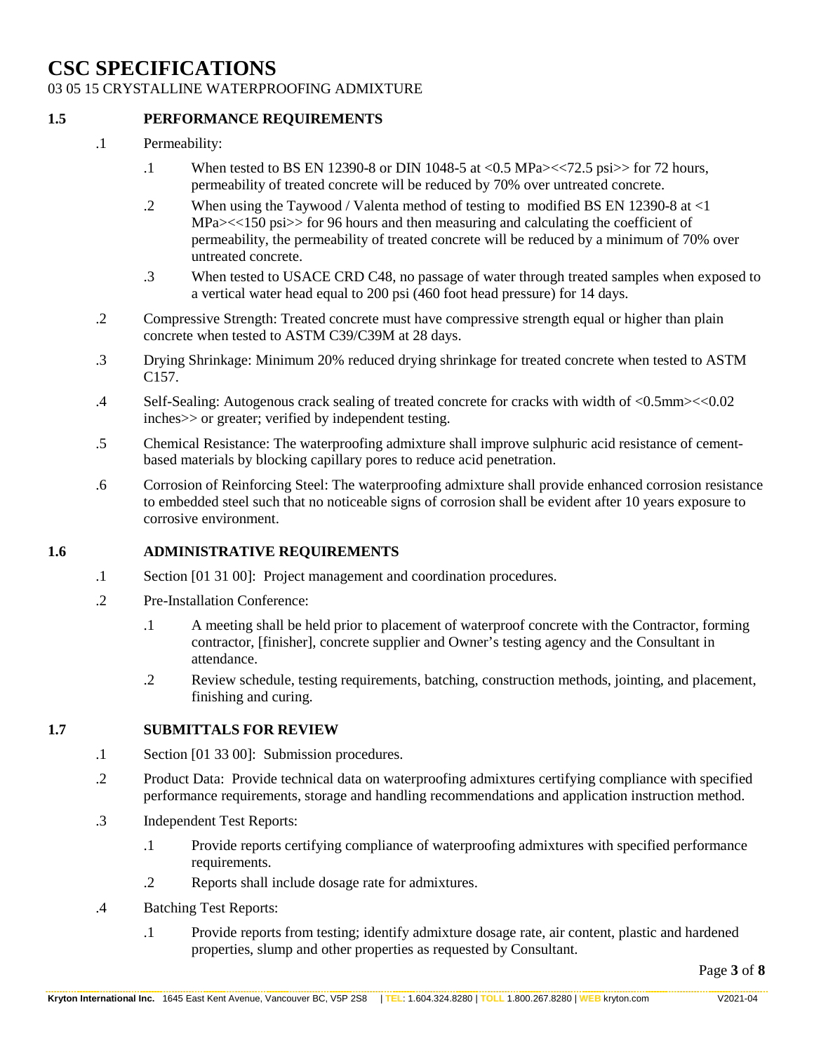# CSC SPECIFICATIONS

03 05 15 CRYSTALLINE WATERPROOFING ADMIXTURE

## 1.5 PERFORMANCE REQUIREMENTS

.1 Permeability:

.1 When tested to BS EN 12390-8 or DIN 1048-5 at <0.5 MPa><<72.5 psi>> for 72 hours, permeability of treated concrete will be reduced by 70% over untreated concrete.

.2 When using the Taywood / Valenta method of testing to modified BS EN 12390-8 at <1 MPa><<150 psi>> for 96 hours and then measuring and calculating the coefficient of permeability, the permeability of treated concrete will be reduced by a minimum of 70% over untreated concrete.

.3 When tested to USACE CRD C48, no passage of water through treated samples when exposed to a vertical water head equal to 200 psi (460 foot head pressure) for 14 days.

.2 Compressive Strength: Treated concrete must have compressive strength equal or higher than plain concrete when tested to ASTM C39/C39M at 28 days.

.3 Drying Shrinkage: Minimum 20% reduced drying shrinkage for treated concrete when tested to ASTM C157.

.4 Self-Sealing: Autogenous crack sealing of treated concrete for cracks with width of <0.5mm><<0.02 inches>> or greater; verified by independent testing.

.5 Chemical Resistance: The waterproofing admixture shall improve sulphuric acid resistance of cement-based materials by blocking capillary pores to reduce acid penetration.

.6 Corrosion of Reinforcing Steel: The waterproofing admixture shall provide enhanced corrosion resistance to embedded steel such that no noticeable signs of corrosion shall be evident after 10 years exposure to corrosive environment.

## 1.6 ADMINISTRATIVE REQUIREMENTS

.1 Section [01 31 00]: Project management and coordination procedures.

.2 Pre-Installation Conference:

.1 A meeting shall be held prior to placement of waterproof concrete with the Contractor, forming contractor, [finisher], concrete supplier and Owner's testing agency and the Consultant in attendance.

.2 Review schedule, testing requirements, batching, construction methods, jointing, and placement, finishing and curing.

## 1.7 SUBMITTALS FOR REVIEW

.1 Section [01 33 00]: Submission procedures.

.2 Product Data: Provide technical data on waterproofing admixtures certifying compliance with specified performance requirements, storage and handling recommendations and application instruction method.

.3 Independent Test Reports:

.1 Provide reports certifying compliance of waterproofing admixtures with specified performance requirements.

.2 Reports shall include dosage rate for admixtures.

.4 Batching Test Reports:

.1 Provide reports from testing; identify admixture dosage rate, air content, plastic and hardened properties, slump and other properties as requested by Consultant.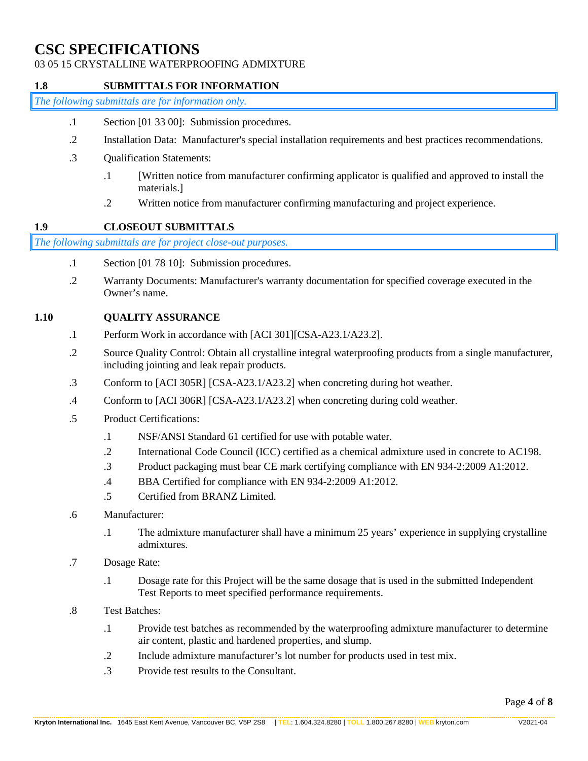## 1.8 SUBMITTALS FOR INFORMATION

*The following submittals are for information only.*

.1 Section [01 33 00]: Submission procedures.

.2 Installation Data: Manufacturer's special installation requirements and best practices recommendations.

.3 Qualification Statements:

  .1 [Written notice from manufacturer confirming applicator is qualified and approved to install the materials.]

  .2 Written notice from manufacturer confirming manufacturing and project experience.

## 1.9 CLOSEOUT SUBMITTALS

*The following submittals are for project close-out purposes.*

.1 Section [01 78 10]: Submission procedures.

.2 Warranty Documents: Manufacturer's warranty documentation for specified coverage executed in the Owner's name.

## 1.10 QUALITY ASSURANCE

.1 Perform Work in accordance with [ACI 301][CSA-A23.1/A23.2].

.2 Source Quality Control: Obtain all crystalline integral waterproofing products from a single manufacturer, including jointing and leak repair products.

.3 Conform to [ACI 305R] [CSA-A23.1/A23.2] when concreting during hot weather.

.4 Conform to [ACI 306R] [CSA-A23.1/A23.2] when concreting during cold weather.

.5 Product Certifications:

  .1 NSF/ANSI Standard 61 certified for use with potable water.

  .2 International Code Council (ICC) certified as a chemical admixture used in concrete to AC198.

  .3 Product packaging must bear CE mark certifying compliance with EN 934-2:2009 A1:2012.

  .4 BBA Certified for compliance with EN 934-2:2009 A1:2012.

  .5 Certified from BRANZ Limited.

.6 Manufacturer:

  .1 The admixture manufacturer shall have a minimum 25 years' experience in supplying crystalline admixtures.

.7 Dosage Rate:

  .1 Dosage rate for this Project will be the same dosage that is used in the submitted Independent Test Reports to meet specified performance requirements.

.8 Test Batches:

  .1 Provide test batches as recommended by the waterproofing admixture manufacturer to determine air content, plastic and hardened properties, and slump.

  .2 Include admixture manufacturer's lot number for products used in test mix.

  .3 Provide test results to the Consultant.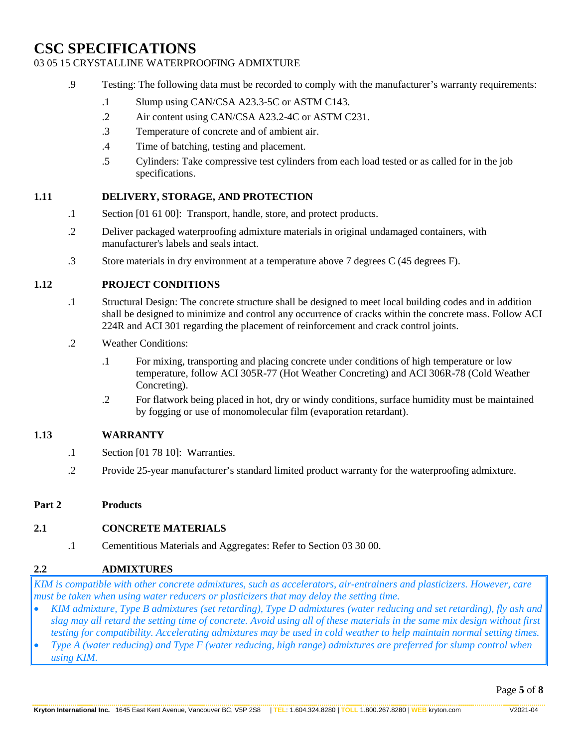.9 Testing: The following data must be recorded to comply with the manufacturer's warranty requirements:

  .1 Slump using CAN/CSA A23.3-5C or ASTM C143.

  .2 Air content using CAN/CSA A23.2-4C or ASTM C231.

  .3 Temperature of concrete and of ambient air.

  .4 Time of batching, testing and placement.

  .5 Cylinders: Take compressive test cylinders from each load tested or as called for in the job specifications.

### 1.11 DELIVERY, STORAGE, AND PROTECTION

.1 Section [01 61 00]: Transport, handle, store, and protect products.

.2 Deliver packaged waterproofing admixture materials in original undamaged containers, with manufacturer's labels and seals intact.

.3 Store materials in dry environment at a temperature above 7 degrees C (45 degrees F).

### 1.12 PROJECT CONDITIONS

.1 Structural Design: The concrete structure shall be designed to meet local building codes and in addition shall be designed to minimize and control any occurrence of cracks within the concrete mass. Follow ACI 224R and ACI 301 regarding the placement of reinforcement and crack control joints.

.2 Weather Conditions:

  .1 For mixing, transporting and placing concrete under conditions of high temperature or low temperature, follow ACI 305R-77 (Hot Weather Concreting) and ACI 306R-78 (Cold Weather Concreting).

  .2 For flatwork being placed in hot, dry or windy conditions, surface humidity must be maintained by fogging or use of monomolecular film (evaporation retardant).

### 1.13 WARRANTY

.1 Section [01 78 10]: Warranties.

.2 Provide 25-year manufacturer's standard limited product warranty for the waterproofing admixture.

## Part 2 Products

### 2.1 CONCRETE MATERIALS

.1 Cementitious Materials and Aggregates: Refer to Section 03 30 00.

### 2.2 ADMIXTURES

*KIM is compatible with other concrete admixtures, such as accelerators, air-entrainers and plasticizers. However, care must be taken when using water reducers or plasticizers that may delay the setting time.*

- *KIM admixture, Type B admixtures (set retarding), Type D admixtures (water reducing and set retarding), fly ash and slag may all retard the setting time of concrete. Avoid using all of these materials in the same mix design without first testing for compatibility. Accelerating admixtures may be used in cold weather to help maintain normal setting times.*
- *Type A (water reducing) and Type F (water reducing, high range) admixtures are preferred for slump control when using KIM.*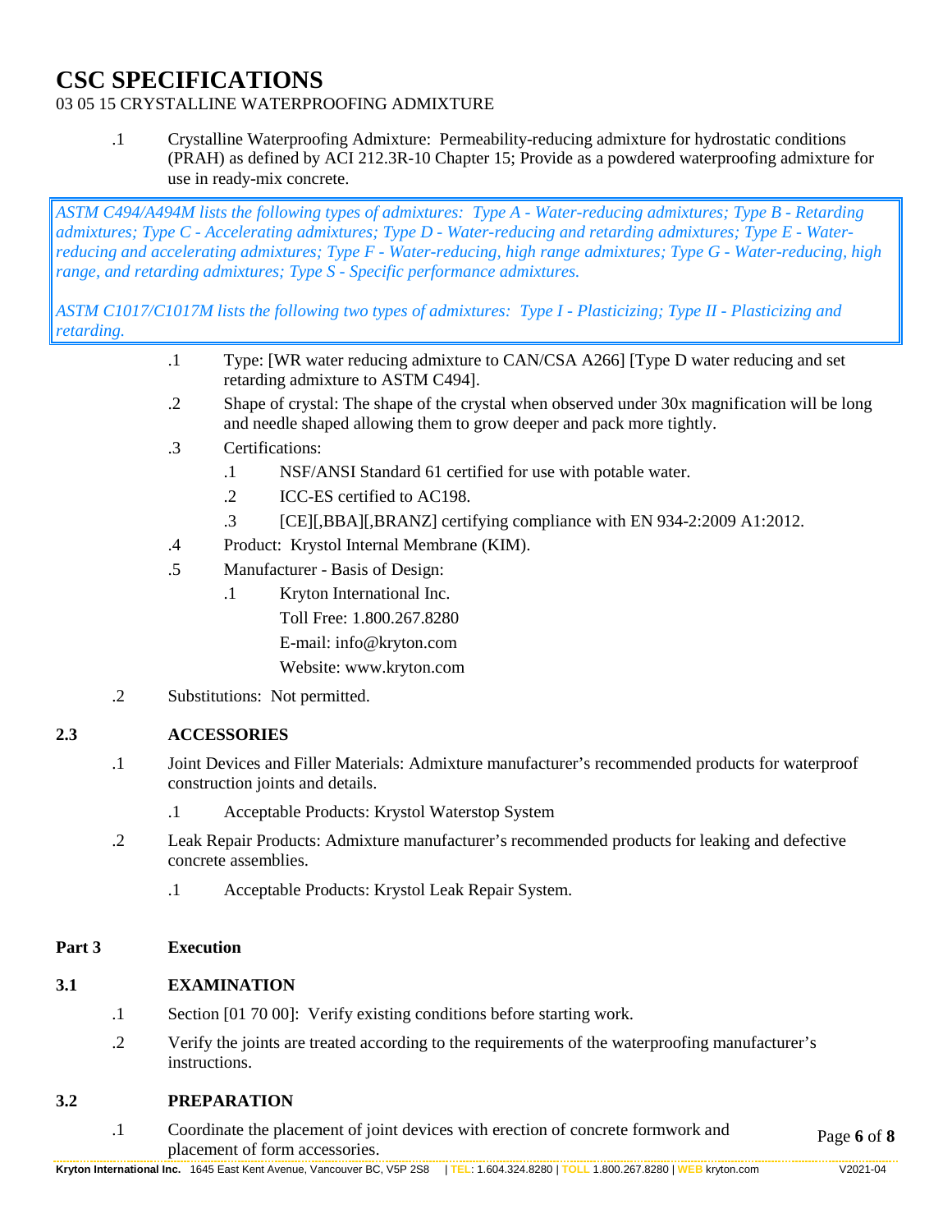# CSC SPECIFICATIONS

03 05 15 CRYSTALLINE WATERPROOFING ADMIXTURE

.1 Crystalline Waterproofing Admixture: Permeability-reducing admixture for hydrostatic conditions (PRAH) as defined by ACI 212.3R-10 Chapter 15; Provide as a powdered waterproofing admixture for use in ready-mix concrete.

> *ASTM C494/A494M lists the following types of admixtures: Type A - Water-reducing admixtures; Type B - Retarding admixtures; Type C - Accelerating admixtures; Type D - Water-reducing and retarding admixtures; Type E - Water-reducing and accelerating admixtures; Type F - Water-reducing, high range admixtures; Type G - Water-reducing, high range, and retarding admixtures; Type S - Specific performance admixtures.*
>
> *ASTM C1017/C1017M lists the following two types of admixtures: Type I - Plasticizing; Type II - Plasticizing and retarding.*

- .1 Type: [WR water reducing admixture to CAN/CSA A266] [Type D water reducing and set retarding admixture to ASTM C494].
- .2 Shape of crystal: The shape of the crystal when observed under 30x magnification will be long and needle shaped allowing them to grow deeper and pack more tightly.
- .3 Certifications:
  - .1 NSF/ANSI Standard 61 certified for use with potable water.
  - .2 ICC-ES certified to AC198.
  - .3 [CE][,BBA][,BRANZ] certifying compliance with EN 934-2:2009 A1:2012.
- .4 Product: Krystol Internal Membrane (KIM).
- .5 Manufacturer - Basis of Design:
  - .1 Kryton International Inc.
    Toll Free: 1.800.267.8280
    E-mail: info@kryton.com
    Website: www.kryton.com

.2 Substitutions: Not permitted.

## 2.3 ACCESSORIES

.1 Joint Devices and Filler Materials: Admixture manufacturer's recommended products for waterproof construction joints and details.

- .1 Acceptable Products: Krystol Waterstop System

.2 Leak Repair Products: Admixture manufacturer's recommended products for leaking and defective concrete assemblies.

- .1 Acceptable Products: Krystol Leak Repair System.

# Part 3 Execution

## 3.1 EXAMINATION

.1 Section [01 70 00]: Verify existing conditions before starting work.

.2 Verify the joints are treated according to the requirements of the waterproofing manufacturer's instructions.

## 3.2 PREPARATION

.1 Coordinate the placement of joint devices with erection of concrete formwork and placement of form accessories.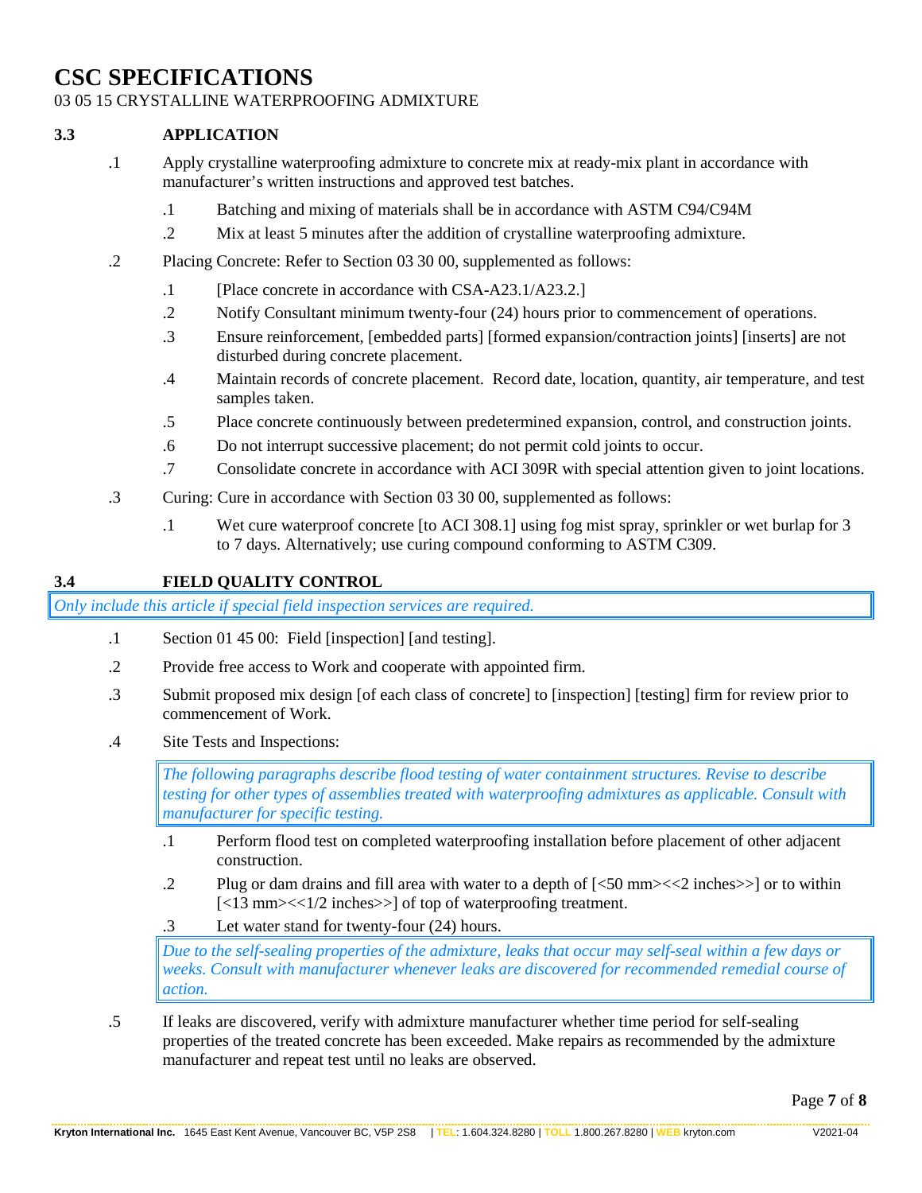# CSC SPECIFICATIONS

03 05 15 CRYSTALLINE WATERPROOFING ADMIXTURE

## 3.3 APPLICATION

.1 Apply crystalline waterproofing admixture to concrete mix at ready-mix plant in accordance with manufacturer's written instructions and approved test batches.

- .1 Batching and mixing of materials shall be in accordance with ASTM C94/C94M
- .2 Mix at least 5 minutes after the addition of crystalline waterproofing admixture.

.2 Placing Concrete: Refer to Section 03 30 00, supplemented as follows:

- .1 [Place concrete in accordance with CSA-A23.1/A23.2.]
- .2 Notify Consultant minimum twenty-four (24) hours prior to commencement of operations.
- .3 Ensure reinforcement, [embedded parts] [formed expansion/contraction joints] [inserts] are not disturbed during concrete placement.
- .4 Maintain records of concrete placement. Record date, location, quantity, air temperature, and test samples taken.
- .5 Place concrete continuously between predetermined expansion, control, and construction joints.
- .6 Do not interrupt successive placement; do not permit cold joints to occur.
- .7 Consolidate concrete in accordance with ACI 309R with special attention given to joint locations.

.3 Curing: Cure in accordance with Section 03 30 00, supplemented as follows:

- .1 Wet cure waterproof concrete [to ACI 308.1] using fog mist spray, sprinkler or wet burlap for 3 to 7 days. Alternatively; use curing compound conforming to ASTM C309.

## 3.4 FIELD QUALITY CONTROL

*Only include this article if special field inspection services are required.*

.1 Section 01 45 00: Field [inspection] [and testing].

.2 Provide free access to Work and cooperate with appointed firm.

.3 Submit proposed mix design [of each class of concrete] to [inspection] [testing] firm for review prior to commencement of Work.

.4 Site Tests and Inspections:

*The following paragraphs describe flood testing of water containment structures. Revise to describe testing for other types of assemblies treated with waterproofing admixtures as applicable. Consult with manufacturer for specific testing.*

- .1 Perform flood test on completed waterproofing installation before placement of other adjacent construction.
- .2 Plug or dam drains and fill area with water to a depth of [<50 mm><<2 inches>>] or to within [<13 mm><<1/2 inches>>] of top of waterproofing treatment.
- .3 Let water stand for twenty-four (24) hours.

*Due to the self-sealing properties of the admixture, leaks that occur may self-seal within a few days or weeks. Consult with manufacturer whenever leaks are discovered for recommended remedial course of action.*

.5 If leaks are discovered, verify with admixture manufacturer whether time period for self-sealing properties of the treated concrete has been exceeded. Make repairs as recommended by the admixture manufacturer and repeat test until no leaks are observed.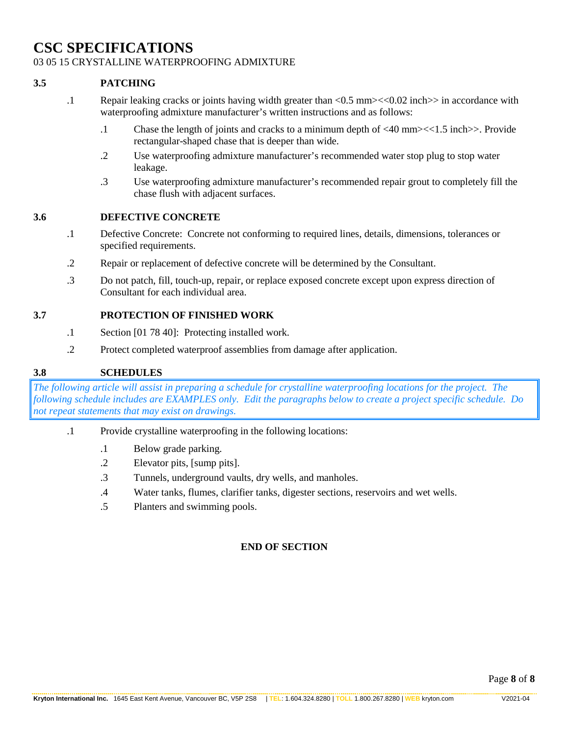# CSC SPECIFICATIONS

03 05 15 CRYSTALLINE WATERPROOFING ADMIXTURE

## 3.5 PATCHING

.1 Repair leaking cracks or joints having width greater than <0.5 mm><<0.02 inch>> in accordance with waterproofing admixture manufacturer's written instructions and as follows:

- .1 Chase the length of joints and cracks to a minimum depth of <40 mm><<1.5 inch>>. Provide rectangular-shaped chase that is deeper than wide.
- .2 Use waterproofing admixture manufacturer's recommended water stop plug to stop water leakage.
- .3 Use waterproofing admixture manufacturer's recommended repair grout to completely fill the chase flush with adjacent surfaces.

## 3.6 DEFECTIVE CONCRETE

.1 Defective Concrete: Concrete not conforming to required lines, details, dimensions, tolerances or specified requirements.

.2 Repair or replacement of defective concrete will be determined by the Consultant.

.3 Do not patch, fill, touch-up, repair, or replace exposed concrete except upon express direction of Consultant for each individual area.

## 3.7 PROTECTION OF FINISHED WORK

.1 Section [01 78 40]: Protecting installed work.

.2 Protect completed waterproof assemblies from damage after application.

## 3.8 SCHEDULES

*The following article will assist in preparing a schedule for crystalline waterproofing locations for the project. The following schedule includes are EXAMPLES only. Edit the paragraphs below to create a project specific schedule. Do not repeat statements that may exist on drawings.*

.1 Provide crystalline waterproofing in the following locations:

- .1 Below grade parking.
- .2 Elevator pits, [sump pits].
- .3 Tunnels, underground vaults, dry wells, and manholes.
- .4 Water tanks, flumes, clarifier tanks, digester sections, reservoirs and wet wells.
- .5 Planters and swimming pools.

**END OF SECTION**